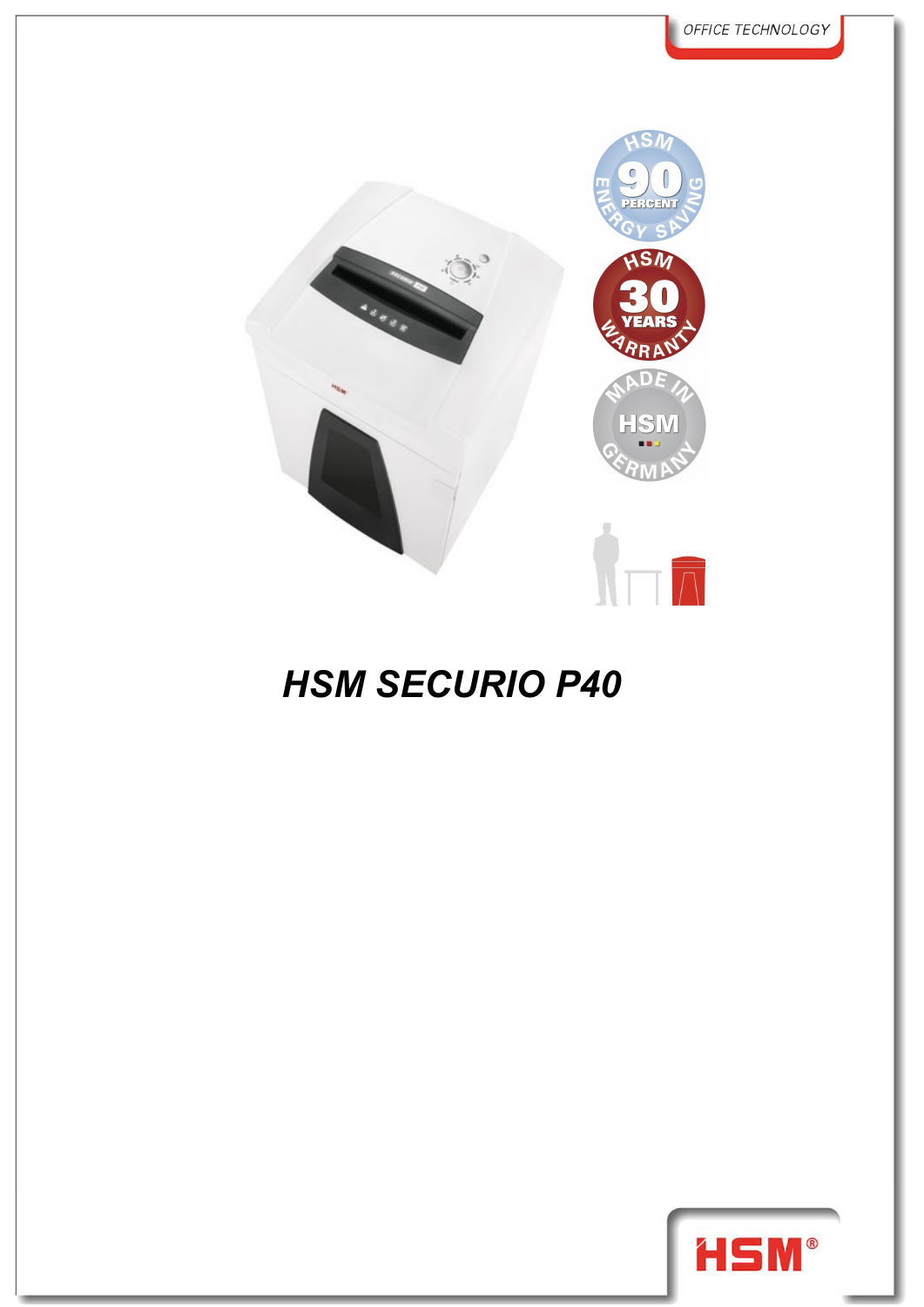OFFICE TECHNOLOGY

# HSM SECURIO P40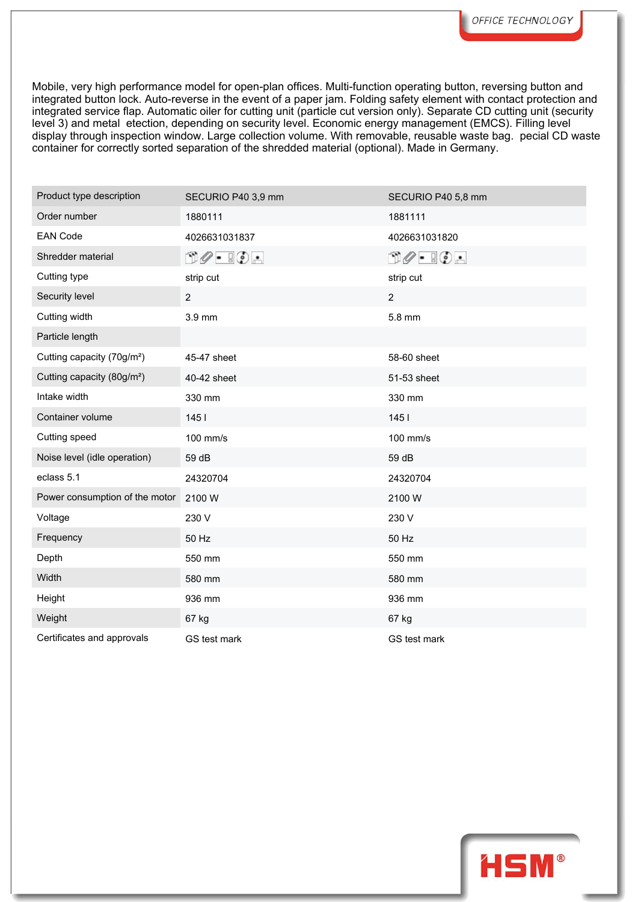Mobile, very high performance model for open-plan offices. Multi-function operating button, reversing button and integrated button lock. Auto-reverse in the event of a paper jam. Folding safety element with contact protection and integrated service flap. Automatic oiler for cutting unit (particle cut version only). Separate CD cutting unit (security level 3) and metal etection, depending on security level. Economic energy management (EMCS). Filling level display through inspection window. Large collection volume. With removable, reusable waste bag. pecial CD waste container for correctly sorted separation of the shredded material (optional). Made in Germany.

| Product type description | SECURIO P40 3,9 mm | SECURIO P40 5,8 mm |
|---|---|---|
| Order number | 1880111 | 1881111 |
| EAN Code | 4026631031837 | 4026631031820 |
| Shredder material | | |
| Cutting type | strip cut | strip cut |
| Security level | 2 | 2 |
| Cutting width | 3.9 mm | 5.8 mm |
| Particle length | | |
| Cutting capacity (70g/m²) | 45-47 sheet | 58-60 sheet |
| Cutting capacity (80g/m²) | 40-42 sheet | 51-53 sheet |
| Intake width | 330 mm | 330 mm |
| Container volume | 145 l | 145 l |
| Cutting speed | 100 mm/s | 100 mm/s |
| Noise level (idle operation) | 59 dB | 59 dB |
| eclass 5.1 | 24320704 | 24320704 |
| Power consumption of the motor | 2100 W | 2100 W |
| Voltage | 230 V | 230 V |
| Frequency | 50 Hz | 50 Hz |
| Depth | 550 mm | 550 mm |
| Width | 580 mm | 580 mm |
| Height | 936 mm | 936 mm |
| Weight | 67 kg | 67 kg |
| Certificates and approvals | GS test mark | GS test mark |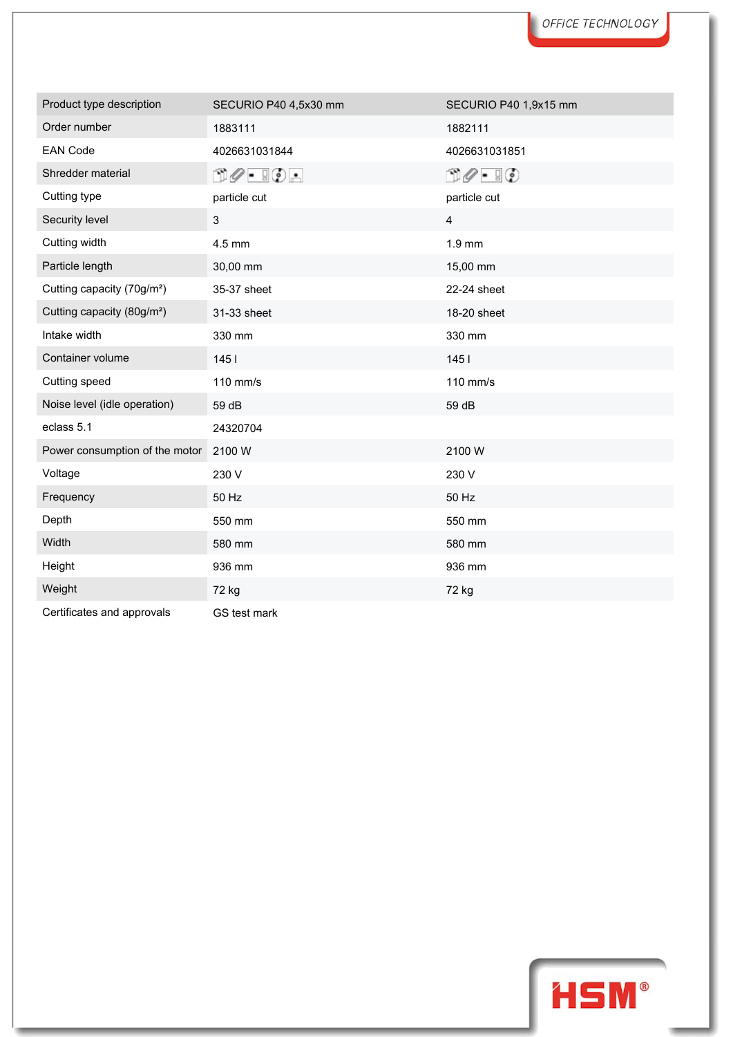| Product type description | SECURIO P40 4,5x30 mm | SECURIO P40 1,9x15 mm |
|---|---|---|
| Order number | 1883111 | 1882111 |
| EAN Code | 4026631031844 | 4026631031851 |
| Shredder material | | |
| Cutting type | particle cut | particle cut |
| Security level | 3 | 4 |
| Cutting width | 4.5 mm | 1.9 mm |
| Particle length | 30,00 mm | 15,00 mm |
| Cutting capacity (70g/m²) | 35-37 sheet | 22-24 sheet |
| Cutting capacity (80g/m²) | 31-33 sheet | 18-20 sheet |
| Intake width | 330 mm | 330 mm |
| Container volume | 145 l | 145 l |
| Cutting speed | 110 mm/s | 110 mm/s |
| Noise level (idle operation) | 59 dB | 59 dB |
| eclass 5.1 | 24320704 | |
| Power consumption of the motor | 2100 W | 2100 W |
| Voltage | 230 V | 230 V |
| Frequency | 50 Hz | 50 Hz |
| Depth | 550 mm | 550 mm |
| Width | 580 mm | 580 mm |
| Height | 936 mm | 936 mm |
| Weight | 72 kg | 72 kg |
| Certificates and approvals | GS test mark | |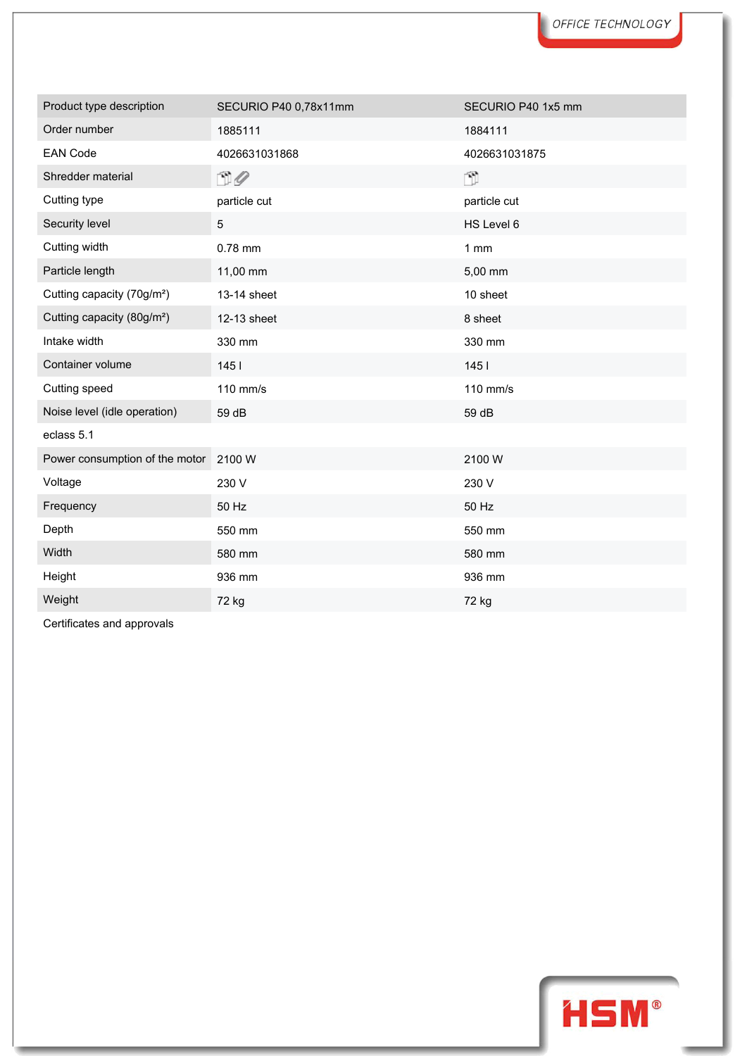| Product type description | SECURIO P40 0,78x11mm | SECURIO P40 1x5 mm |
| --- | --- | --- |
| Order number | 1885111 | 1884111 |
| EAN Code | 4026631031868 | 4026631031875 |
| Shredder material | | |
| Cutting type | particle cut | particle cut |
| Security level | 5 | HS Level 6 |
| Cutting width | 0.78 mm | 1 mm |
| Particle length | 11,00 mm | 5,00 mm |
| Cutting capacity (70g/m²) | 13-14 sheet | 10 sheet |
| Cutting capacity (80g/m²) | 12-13 sheet | 8 sheet |
| Intake width | 330 mm | 330 mm |
| Container volume | 145 l | 145 l |
| Cutting speed | 110 mm/s | 110 mm/s |
| Noise level (idle operation) | 59 dB | 59 dB |
| eclass 5.1 | | |
| Power consumption of the motor | 2100 W | 2100 W |
| Voltage | 230 V | 230 V |
| Frequency | 50 Hz | 50 Hz |
| Depth | 550 mm | 550 mm |
| Width | 580 mm | 580 mm |
| Height | 936 mm | 936 mm |
| Weight | 72 kg | 72 kg |
| Certificates and approvals | | |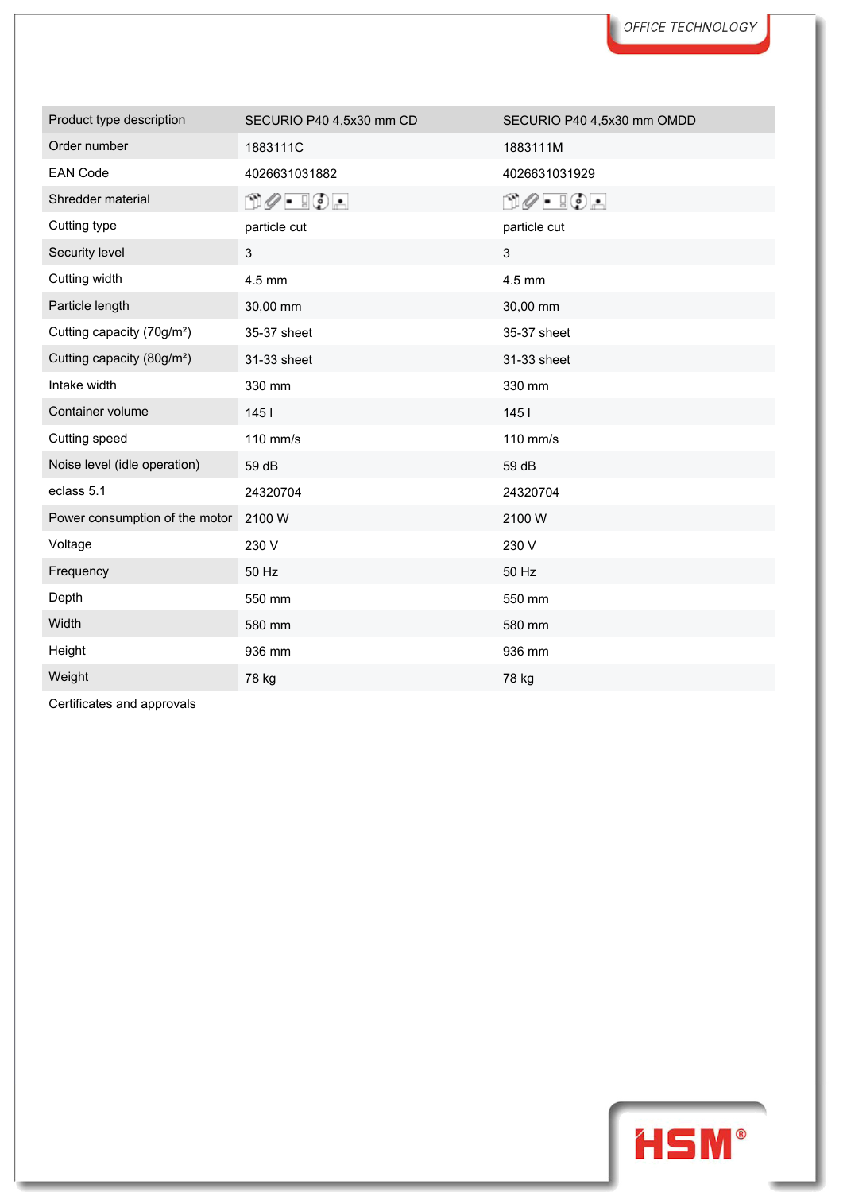| Product type description | SECURIO P40 4,5x30 mm CD | SECURIO P40 4,5x30 mm OMDD |
|---|---|---|
| Order number | 1883111C | 1883111M |
| EAN Code | 4026631031882 | 4026631031929 |
| Shredder material | | |
| Cutting type | particle cut | particle cut |
| Security level | 3 | 3 |
| Cutting width | 4.5 mm | 4.5 mm |
| Particle length | 30,00 mm | 30,00 mm |
| Cutting capacity (70g/m²) | 35-37 sheet | 35-37 sheet |
| Cutting capacity (80g/m²) | 31-33 sheet | 31-33 sheet |
| Intake width | 330 mm | 330 mm |
| Container volume | 145 l | 145 l |
| Cutting speed | 110 mm/s | 110 mm/s |
| Noise level (idle operation) | 59 dB | 59 dB |
| eclass 5.1 | 24320704 | 24320704 |
| Power consumption of the motor | 2100 W | 2100 W |
| Voltage | 230 V | 230 V |
| Frequency | 50 Hz | 50 Hz |
| Depth | 550 mm | 550 mm |
| Width | 580 mm | 580 mm |
| Height | 936 mm | 936 mm |
| Weight | 78 kg | 78 kg |
| Certificates and approvals | | |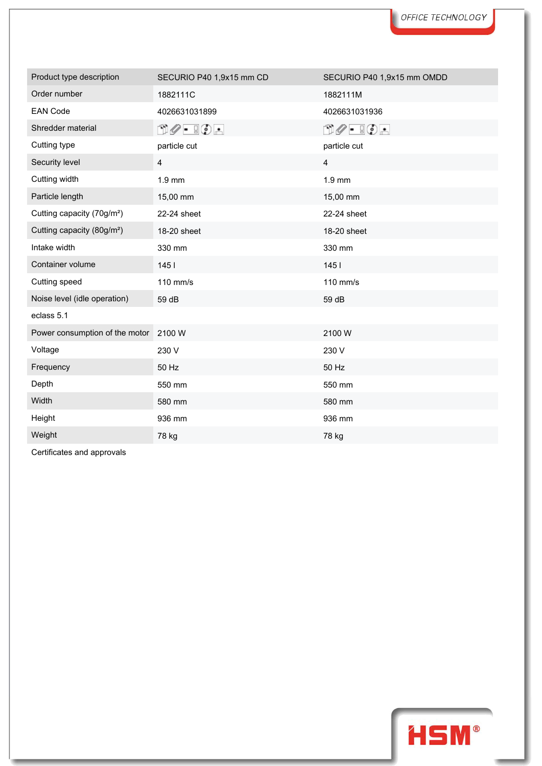| Product type description | SECURIO P40 1,9x15 mm CD | SECURIO P40 1,9x15 mm OMDD |
|---|---|---|
| Order number | 1882111C | 1882111M |
| EAN Code | 4026631031899 | 4026631031936 |
| Shredder material | | |
| Cutting type | particle cut | particle cut |
| Security level | 4 | 4 |
| Cutting width | 1.9 mm | 1.9 mm |
| Particle length | 15,00 mm | 15,00 mm |
| Cutting capacity (70g/m²) | 22-24 sheet | 22-24 sheet |
| Cutting capacity (80g/m²) | 18-20 sheet | 18-20 sheet |
| Intake width | 330 mm | 330 mm |
| Container volume | 145 l | 145 l |
| Cutting speed | 110 mm/s | 110 mm/s |
| Noise level (idle operation) | 59 dB | 59 dB |
| eclass 5.1 | | |
| Power consumption of the motor | 2100 W | 2100 W |
| Voltage | 230 V | 230 V |
| Frequency | 50 Hz | 50 Hz |
| Depth | 550 mm | 550 mm |
| Width | 580 mm | 580 mm |
| Height | 936 mm | 936 mm |
| Weight | 78 kg | 78 kg |
| Certificates and approvals | | |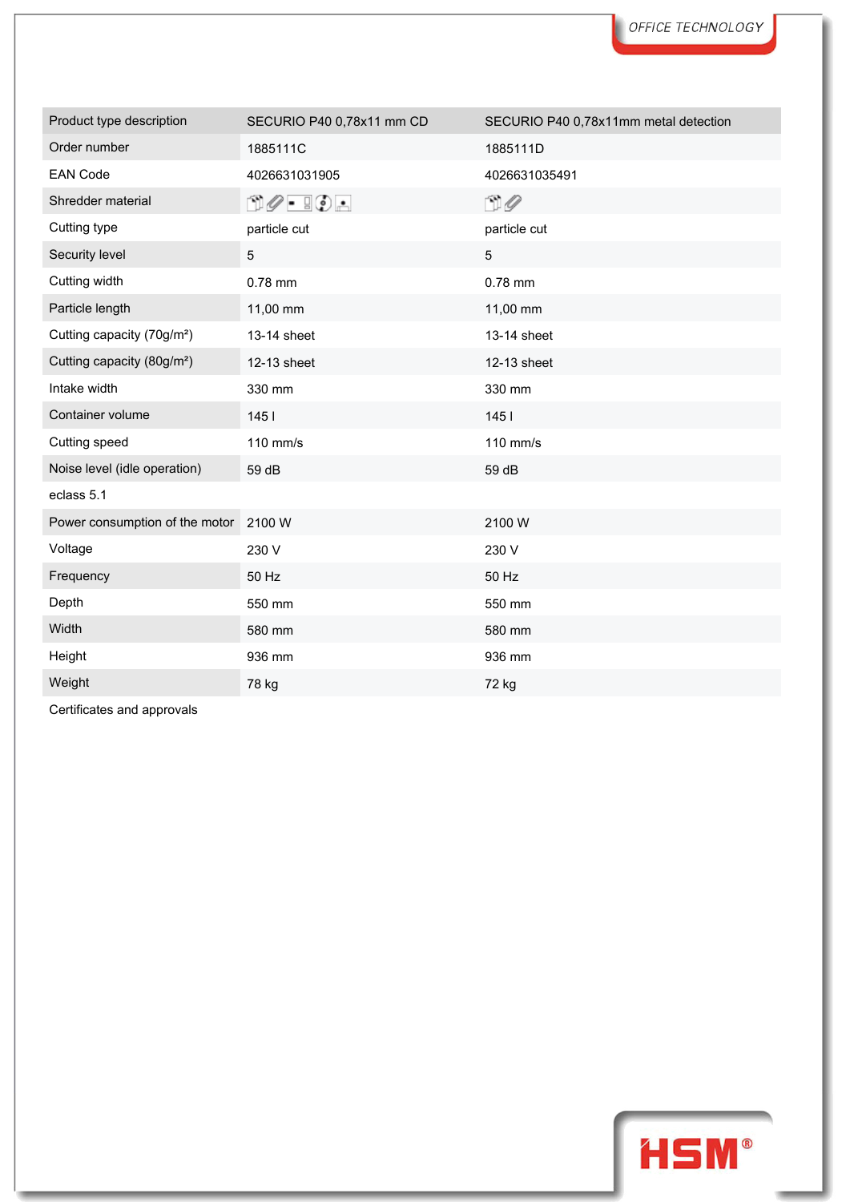| Product type description | SECURIO P40 0,78x11 mm CD | SECURIO P40 0,78x11mm metal detection |
|---|---|---|
| Order number | 1885111C | 1885111D |
| EAN Code | 4026631031905 | 4026631035491 |
| Shredder material | | |
| Cutting type | particle cut | particle cut |
| Security level | 5 | 5 |
| Cutting width | 0.78 mm | 0.78 mm |
| Particle length | 11,00 mm | 11,00 mm |
| Cutting capacity (70g/m²) | 13-14 sheet | 13-14 sheet |
| Cutting capacity (80g/m²) | 12-13 sheet | 12-13 sheet |
| Intake width | 330 mm | 330 mm |
| Container volume | 145 l | 145 l |
| Cutting speed | 110 mm/s | 110 mm/s |
| Noise level (idle operation) | 59 dB | 59 dB |
| eclass 5.1 | | |
| Power consumption of the motor | 2100 W | 2100 W |
| Voltage | 230 V | 230 V |
| Frequency | 50 Hz | 50 Hz |
| Depth | 550 mm | 550 mm |
| Width | 580 mm | 580 mm |
| Height | 936 mm | 936 mm |
| Weight | 78 kg | 72 kg |
| Certificates and approvals | | |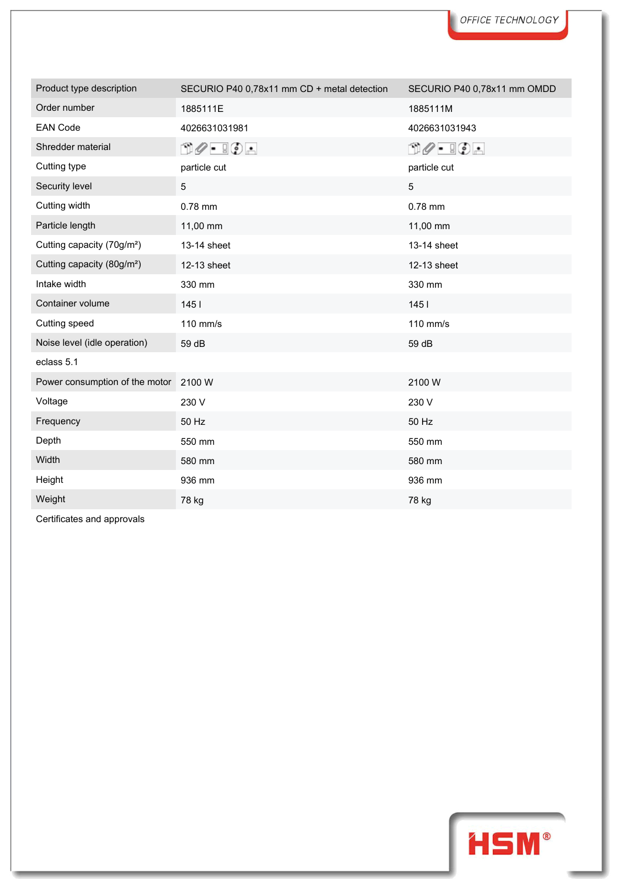| Product type description | SECURIO P40 0,78x11 mm CD + metal detection | SECURIO P40 0,78x11 mm OMDD |
|---|---|---|
| Order number | 1885111E | 1885111M |
| EAN Code | 4026631031981 | 4026631031943 |
| Shredder material | | |
| Cutting type | particle cut | particle cut |
| Security level | 5 | 5 |
| Cutting width | 0.78 mm | 0.78 mm |
| Particle length | 11,00 mm | 11,00 mm |
| Cutting capacity (70g/m²) | 13-14 sheet | 13-14 sheet |
| Cutting capacity (80g/m²) | 12-13 sheet | 12-13 sheet |
| Intake width | 330 mm | 330 mm |
| Container volume | 145 l | 145 l |
| Cutting speed | 110 mm/s | 110 mm/s |
| Noise level (idle operation) | 59 dB | 59 dB |
| eclass 5.1 | | |
| Power consumption of the motor | 2100 W | 2100 W |
| Voltage | 230 V | 230 V |
| Frequency | 50 Hz | 50 Hz |
| Depth | 550 mm | 550 mm |
| Width | 580 mm | 580 mm |
| Height | 936 mm | 936 mm |
| Weight | 78 kg | 78 kg |
| Certificates and approvals | | |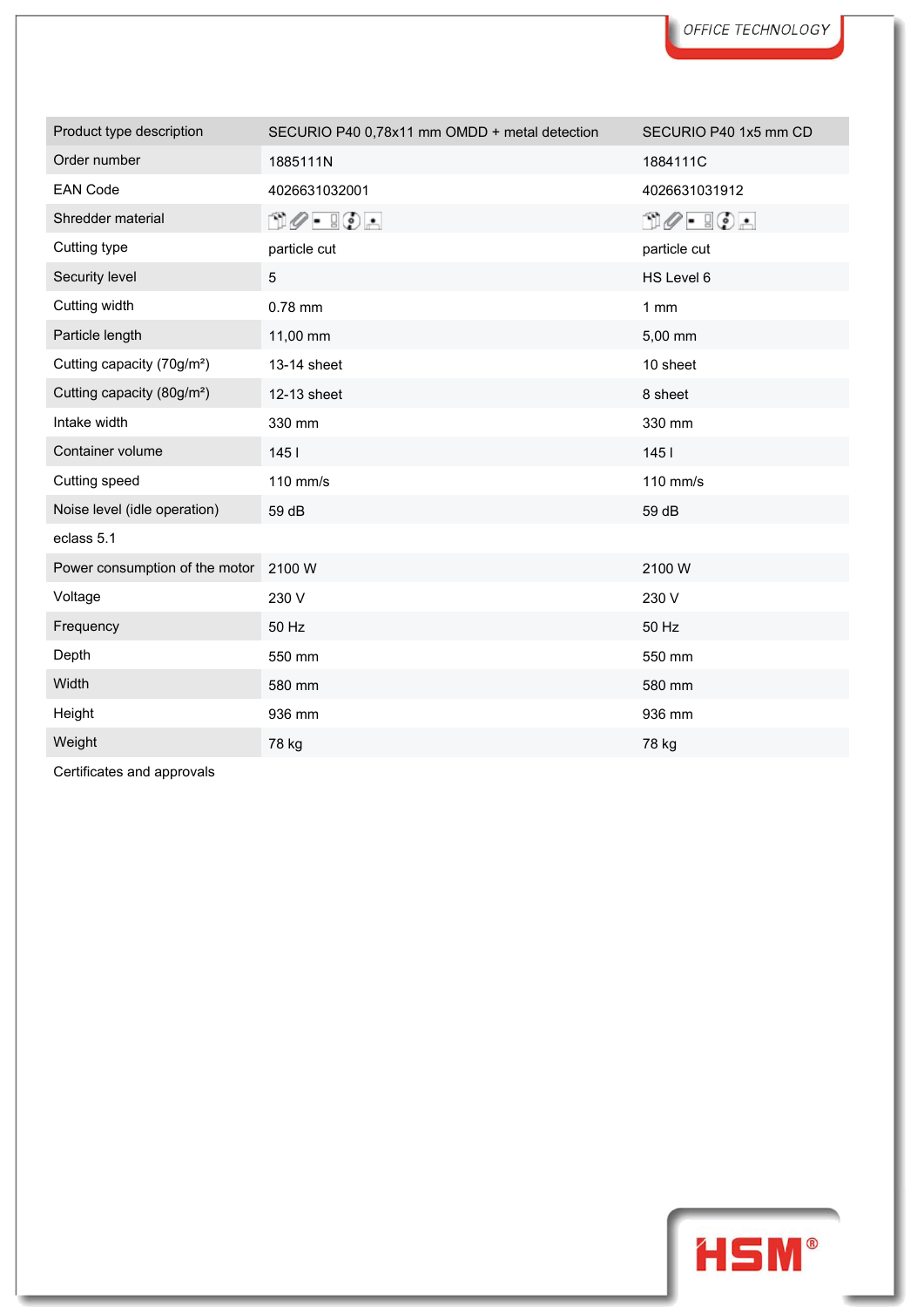| Product type description | SECURIO P40 0,78x11 mm OMDD + metal detection | SECURIO P40 1x5 mm CD |
|---|---|---|
| Order number | 1885111N | 1884111C |
| EAN Code | 4026631032001 | 4026631031912 |
| Shredder material | | |
| Cutting type | particle cut | particle cut |
| Security level | 5 | HS Level 6 |
| Cutting width | 0.78 mm | 1 mm |
| Particle length | 11,00 mm | 5,00 mm |
| Cutting capacity (70g/m²) | 13-14 sheet | 10 sheet |
| Cutting capacity (80g/m²) | 12-13 sheet | 8 sheet |
| Intake width | 330 mm | 330 mm |
| Container volume | 145 l | 145 l |
| Cutting speed | 110 mm/s | 110 mm/s |
| Noise level (idle operation) | 59 dB | 59 dB |
| eclass 5.1 | | |
| Power consumption of the motor | 2100 W | 2100 W |
| Voltage | 230 V | 230 V |
| Frequency | 50 Hz | 50 Hz |
| Depth | 550 mm | 550 mm |
| Width | 580 mm | 580 mm |
| Height | 936 mm | 936 mm |
| Weight | 78 kg | 78 kg |
| Certificates and approvals | | |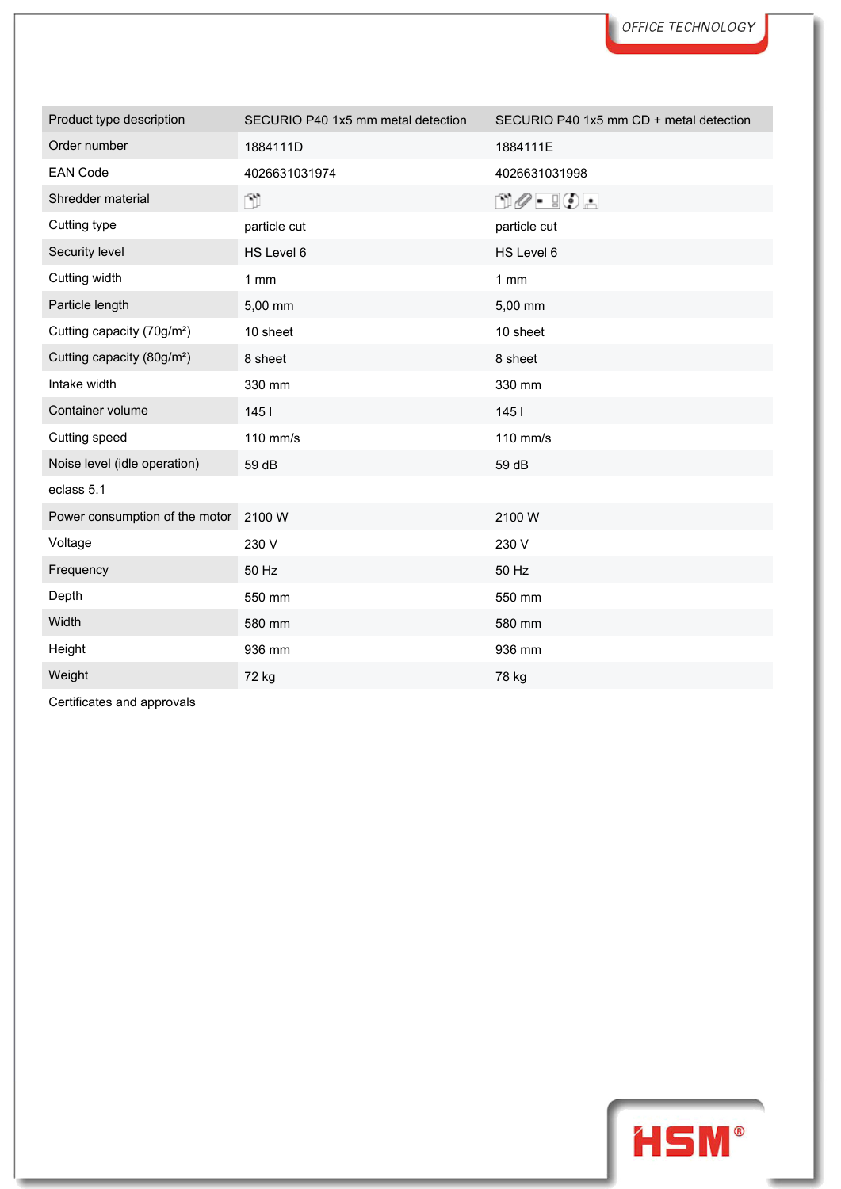| Product type description | SECURIO P40 1x5 mm metal detection | SECURIO P40 1x5 mm CD + metal detection |
|---|---|---|
| Order number | 1884111D | 1884111E |
| EAN Code | 4026631031974 | 4026631031998 |
| Shredder material | | |
| Cutting type | particle cut | particle cut |
| Security level | HS Level 6 | HS Level 6 |
| Cutting width | 1 mm | 1 mm |
| Particle length | 5,00 mm | 5,00 mm |
| Cutting capacity (70g/m²) | 10 sheet | 10 sheet |
| Cutting capacity (80g/m²) | 8 sheet | 8 sheet |
| Intake width | 330 mm | 330 mm |
| Container volume | 145 l | 145 l |
| Cutting speed | 110 mm/s | 110 mm/s |
| Noise level (idle operation) | 59 dB | 59 dB |
| eclass 5.1 | | |
| Power consumption of the motor | 2100 W | 2100 W |
| Voltage | 230 V | 230 V |
| Frequency | 50 Hz | 50 Hz |
| Depth | 550 mm | 550 mm |
| Width | 580 mm | 580 mm |
| Height | 936 mm | 936 mm |
| Weight | 72 kg | 78 kg |
| Certificates and approvals | | |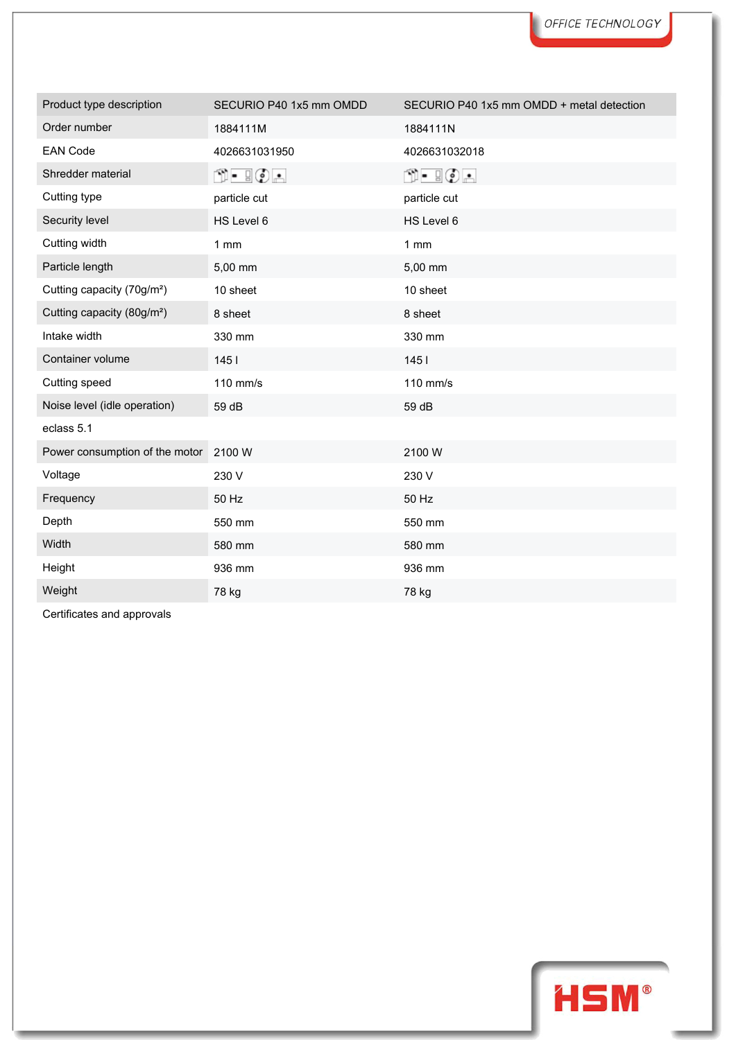| Product type description | SECURIO P40 1x5 mm OMDD | SECURIO P40 1x5 mm OMDD + metal detection |
|---|---|---|
| Order number | 1884111M | 1884111N |
| EAN Code | 4026631031950 | 4026631032018 |
| Shredder material | | |
| Cutting type | particle cut | particle cut |
| Security level | HS Level 6 | HS Level 6 |
| Cutting width | 1 mm | 1 mm |
| Particle length | 5,00 mm | 5,00 mm |
| Cutting capacity (70g/m²) | 10 sheet | 10 sheet |
| Cutting capacity (80g/m²) | 8 sheet | 8 sheet |
| Intake width | 330 mm | 330 mm |
| Container volume | 145 l | 145 l |
| Cutting speed | 110 mm/s | 110 mm/s |
| Noise level (idle operation) | 59 dB | 59 dB |
| eclass 5.1 | | |
| Power consumption of the motor | 2100 W | 2100 W |
| Voltage | 230 V | 230 V |
| Frequency | 50 Hz | 50 Hz |
| Depth | 550 mm | 550 mm |
| Width | 580 mm | 580 mm |
| Height | 936 mm | 936 mm |
| Weight | 78 kg | 78 kg |
| Certificates and approvals | | |